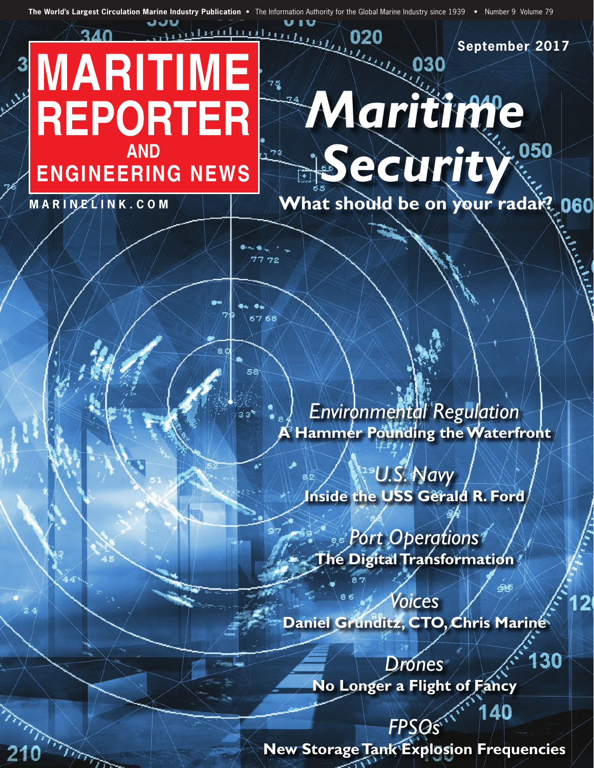The World's Largest Circulation Marine Industry Publication • The Information Authority for the Global Marine Industry since 1939 • Number 9 Volume 79

# MARITIME REPORTER AND ENGINEERING NEWS

MARINELINK.COM

September 2017

# *Maritime Security*

**What should be on your radar?**

*Environmental Regulation*
**A Hammer Pounding the Waterfront**

*U.S. Navy*
**Inside the USS Gerald R. Ford**

*Port Operations*
**The Digital Transformation**

*Voices*
**Daniel Grunditz, CTO, Chris Marine**

*Drones*
**No Longer a Flight of Fancy**

*FPSOs*
**New Storage Tank Explosion Frequencies**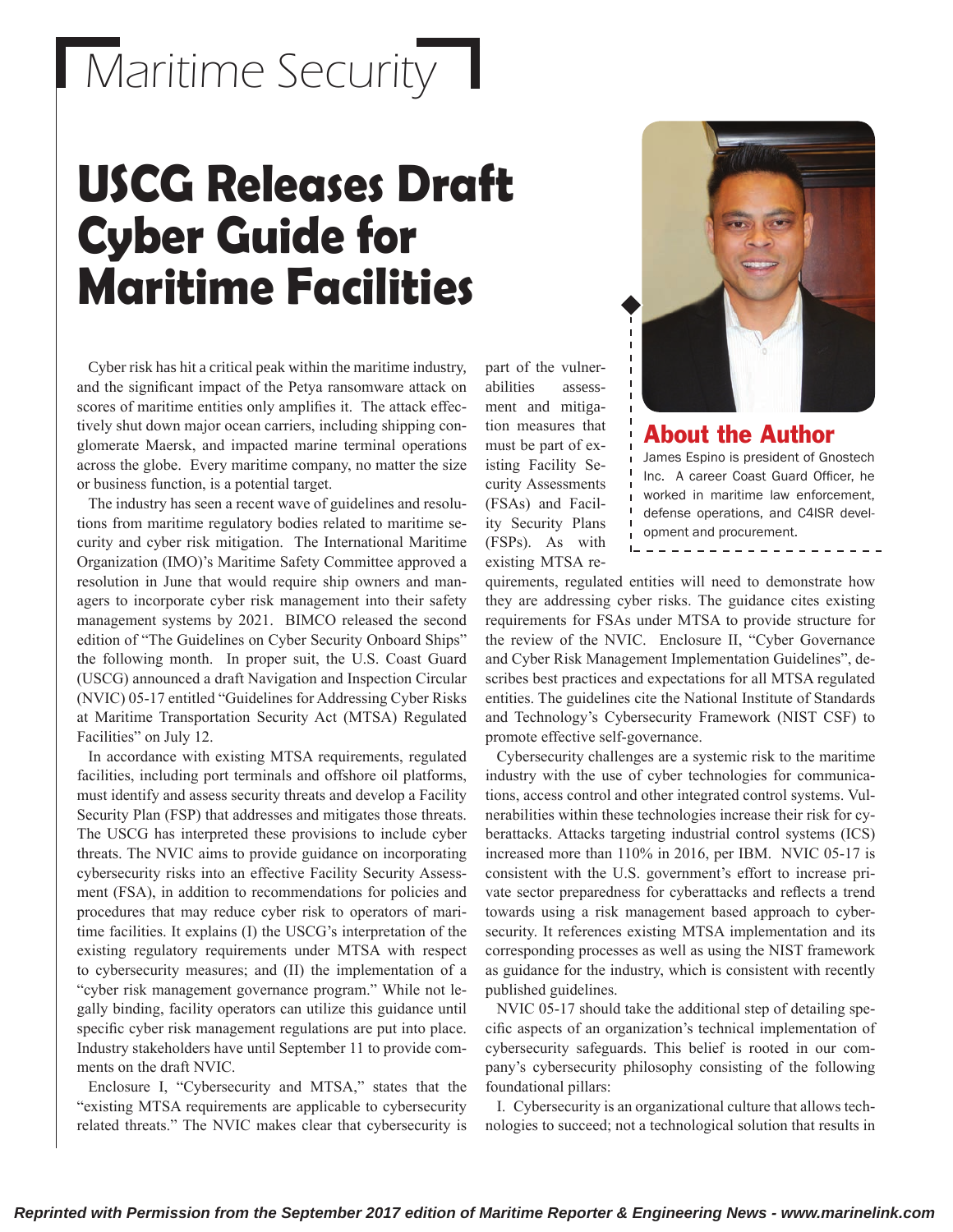# Maritime Security

# USCG Releases Draft Cyber Guide for Maritime Facilities

Cyber risk has hit a critical peak within the maritime industry, and the significant impact of the Petya ransomware attack on scores of maritime entities only amplifies it. The attack effectively shut down major ocean carriers, including shipping conglomerate Maersk, and impacted marine terminal operations across the globe. Every maritime company, no matter the size or business function, is a potential target.

The industry has seen a recent wave of guidelines and resolutions from maritime regulatory bodies related to maritime security and cyber risk mitigation. The International Maritime Organization (IMO)'s Maritime Safety Committee approved a resolution in June that would require ship owners and managers to incorporate cyber risk management into their safety management systems by 2021. BIMCO released the second edition of "The Guidelines on Cyber Security Onboard Ships" the following month. In proper suit, the U.S. Coast Guard (USCG) announced a draft Navigation and Inspection Circular (NVIC) 05-17 entitled "Guidelines for Addressing Cyber Risks at Maritime Transportation Security Act (MTSA) Regulated Facilities" on July 12.

In accordance with existing MTSA requirements, regulated facilities, including port terminals and offshore oil platforms, must identify and assess security threats and develop a Facility Security Plan (FSP) that addresses and mitigates those threats. The USCG has interpreted these provisions to include cyber threats. The NVIC aims to provide guidance on incorporating cybersecurity risks into an effective Facility Security Assessment (FSA), in addition to recommendations for policies and procedures that may reduce cyber risk to operators of maritime facilities. It explains (I) the USCG's interpretation of the existing regulatory requirements under MTSA with respect to cybersecurity measures; and (II) the implementation of a "cyber risk management governance program." While not legally binding, facility operators can utilize this guidance until specific cyber risk management regulations are put into place. Industry stakeholders have until September 11 to provide comments on the draft NVIC.

Enclosure I, "Cybersecurity and MTSA," states that the "existing MTSA requirements are applicable to cybersecurity related threats." The NVIC makes clear that cybersecurity is part of the vulnerabilities assessment and mitigation measures that must be part of existing Facility Security Assessments (FSAs) and Facility Security Plans (FSPs). As with existing MTSA requirements, regulated entities will need to demonstrate how they are addressing cyber risks. The guidance cites existing requirements for FSAs under MTSA to provide structure for the review of the NVIC. Enclosure II, "Cyber Governance and Cyber Risk Management Implementation Guidelines", describes best practices and expectations for all MTSA regulated entities. The guidelines cite the National Institute of Standards and Technology's Cybersecurity Framework (NIST CSF) to promote effective self-governance.

Cybersecurity challenges are a systemic risk to the maritime industry with the use of cyber technologies for communications, access control and other integrated control systems. Vulnerabilities within these technologies increase their risk for cyberattacks. Attacks targeting industrial control systems (ICS) increased more than 110% in 2016, per IBM. NVIC 05-17 is consistent with the U.S. government's effort to increase private sector preparedness for cyberattacks and reflects a trend towards using a risk management based approach to cybersecurity. It references existing MTSA implementation and its corresponding processes as well as using the NIST framework as guidance for the industry, which is consistent with recently published guidelines.

NVIC 05-17 should take the additional step of detailing specific aspects of an organization's technical implementation of cybersecurity safeguards. This belief is rooted in our company's cybersecurity philosophy consisting of the following foundational pillars:

I. Cybersecurity is an organizational culture that allows technologies to succeed; not a technological solution that results in

## About the Author

James Espino is president of Gnostech Inc. A career Coast Guard Officer, he worked in maritime law enforcement, defense operations, and C4ISR development and procurement.

*Reprinted with Permission from the September 2017 edition of Maritime Reporter & Engineering News - www.marinelink.com*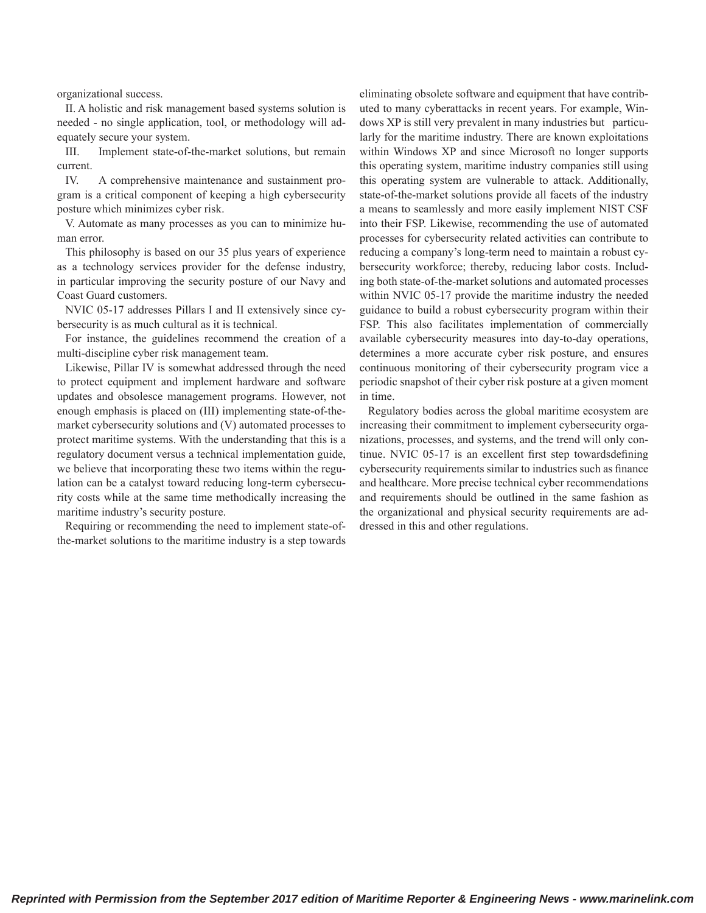organizational success.

II. A holistic and risk management based systems solution is needed - no single application, tool, or methodology will adequately secure your system.

III. Implement state-of-the-market solutions, but remain current.

IV. A comprehensive maintenance and sustainment program is a critical component of keeping a high cybersecurity posture which minimizes cyber risk.

V. Automate as many processes as you can to minimize human error.

This philosophy is based on our 35 plus years of experience as a technology services provider for the defense industry, in particular improving the security posture of our Navy and Coast Guard customers.

NVIC 05-17 addresses Pillars I and II extensively since cybersecurity is as much cultural as it is technical.

For instance, the guidelines recommend the creation of a multi-discipline cyber risk management team.

Likewise, Pillar IV is somewhat addressed through the need to protect equipment and implement hardware and software updates and obsolesce management programs. However, not enough emphasis is placed on (III) implementing state-of-the-market cybersecurity solutions and (V) automated processes to protect maritime systems. With the understanding that this is a regulatory document versus a technical implementation guide, we believe that incorporating these two items within the regulation can be a catalyst toward reducing long-term cybersecurity costs while at the same time methodically increasing the maritime industry's security posture.

Requiring or recommending the need to implement state-of-the-market solutions to the maritime industry is a step towards eliminating obsolete software and equipment that have contributed to many cyberattacks in recent years. For example, Windows XP is still very prevalent in many industries but particularly for the maritime industry. There are known exploitations within Windows XP and since Microsoft no longer supports this operating system, maritime industry companies still using this operating system are vulnerable to attack. Additionally, state-of-the-market solutions provide all facets of the industry a means to seamlessly and more easily implement NIST CSF into their FSP. Likewise, recommending the use of automated processes for cybersecurity related activities can contribute to reducing a company's long-term need to maintain a robust cybersecurity workforce; thereby, reducing labor costs. Including both state-of-the-market solutions and automated processes within NVIC 05-17 provide the maritime industry the needed guidance to build a robust cybersecurity program within their FSP. This also facilitates implementation of commercially available cybersecurity measures into day-to-day operations, determines a more accurate cyber risk posture, and ensures continuous monitoring of their cybersecurity program vice a periodic snapshot of their cyber risk posture at a given moment in time.

Regulatory bodies across the global maritime ecosystem are increasing their commitment to implement cybersecurity organizations, processes, and systems, and the trend will only continue. NVIC 05-17 is an excellent first step towardsdefining cybersecurity requirements similar to industries such as finance and healthcare. More precise technical cyber recommendations and requirements should be outlined in the same fashion as the organizational and physical security requirements are addressed in this and other regulations.

*Reprinted with Permission from the September 2017 edition of Maritime Reporter & Engineering News - www.marinelink.com*